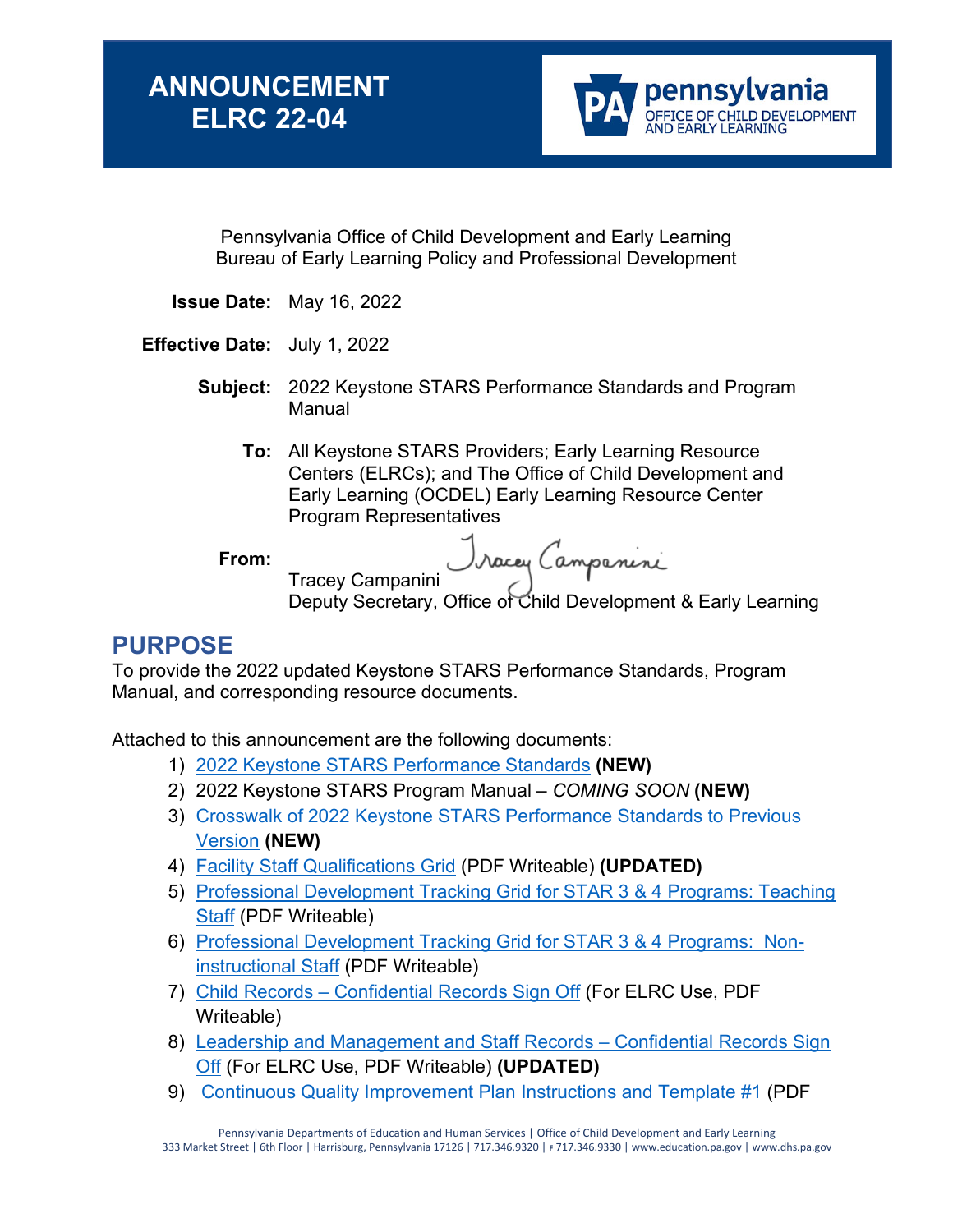# ANNOUNCEMENT ELRC 22-04

pennsylvania
OFFICE OF CHILD DEVELOPMENT AND EARLY LEARNING

Pennsylvania Office of Child Development and Early Learning
Bureau of Early Learning Policy and Professional Development

**Issue Date:** May 16, 2022

**Effective Date:** July 1, 2022

**Subject:** 2022 Keystone STARS Performance Standards and Program Manual

**To:** All Keystone STARS Providers; Early Learning Resource Centers (ELRCs); and The Office of Child Development and Early Learning (OCDEL) Early Learning Resource Center Program Representatives

**From:**
Tracey Campanini
Deputy Secretary, Office of Child Development & Early Learning

## PURPOSE

To provide the 2022 updated Keystone STARS Performance Standards, Program Manual, and corresponding resource documents.

Attached to this announcement are the following documents:

1) 2022 Keystone STARS Performance Standards **(NEW)**
2) 2022 Keystone STARS Program Manual – *COMING SOON* **(NEW)**
3) Crosswalk of 2022 Keystone STARS Performance Standards to Previous Version **(NEW)**
4) Facility Staff Qualifications Grid (PDF Writeable) **(UPDATED)**
5) Professional Development Tracking Grid for STAR 3 & 4 Programs: Teaching Staff (PDF Writeable)
6) Professional Development Tracking Grid for STAR 3 & 4 Programs: Non-instructional Staff (PDF Writeable)
7) Child Records – Confidential Records Sign Off (For ELRC Use, PDF Writeable)
8) Leadership and Management and Staff Records – Confidential Records Sign Off (For ELRC Use, PDF Writeable) **(UPDATED)**
9) Continuous Quality Improvement Plan Instructions and Template #1 (PDF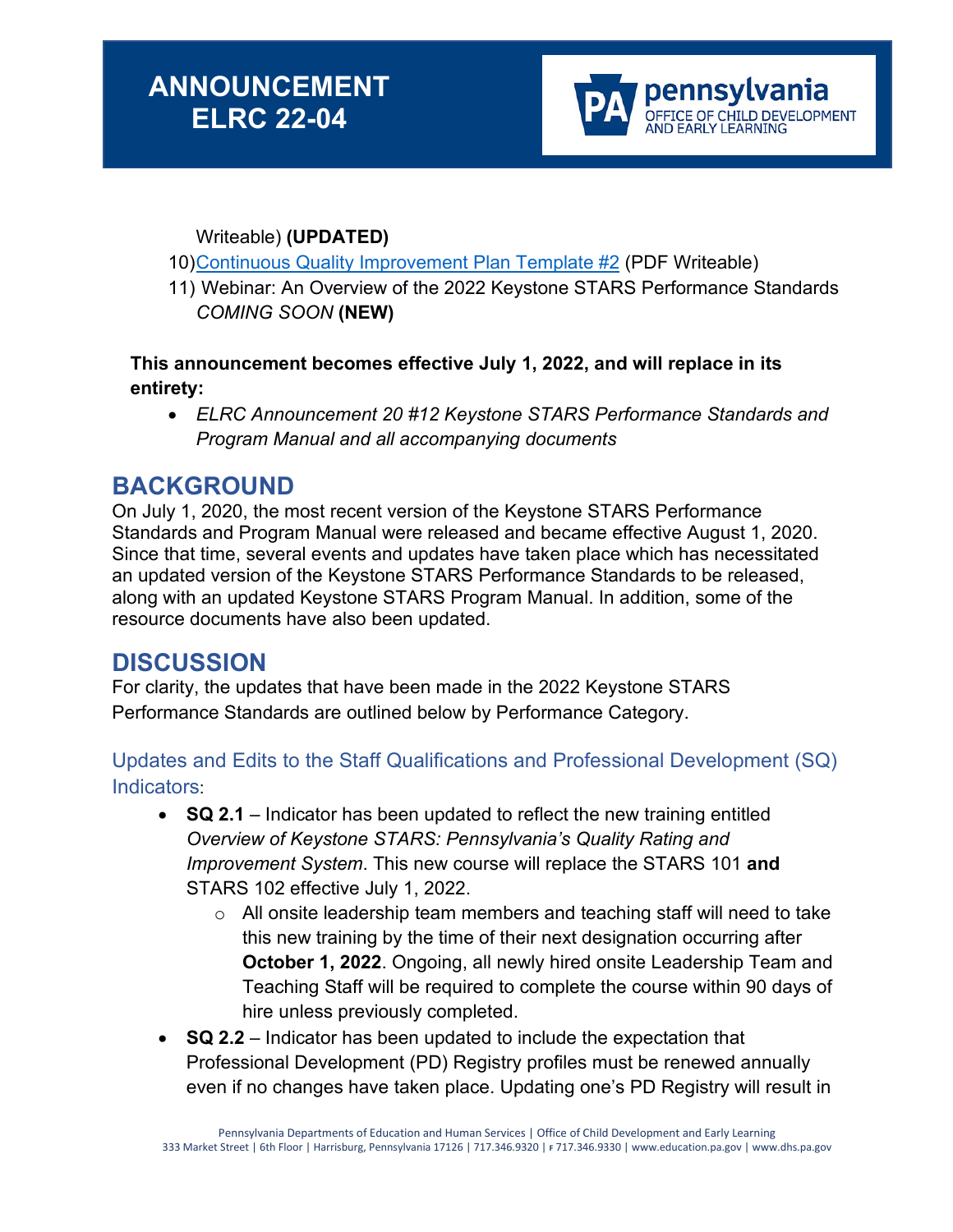Writeable) **(UPDATED)**

10) [Continuous Quality Improvement Plan Template #2](#) (PDF Writeable)

11) Webinar: An Overview of the 2022 Keystone STARS Performance Standards *COMING SOON* **(NEW)**

**This announcement becomes effective July 1, 2022, and will replace in its entirety:**

- *ELRC Announcement 20 #12 Keystone STARS Performance Standards and Program Manual and all accompanying documents*

## BACKGROUND

On July 1, 2020, the most recent version of the Keystone STARS Performance Standards and Program Manual were released and became effective August 1, 2020. Since that time, several events and updates have taken place which has necessitated an updated version of the Keystone STARS Performance Standards to be released, along with an updated Keystone STARS Program Manual. In addition, some of the resource documents have also been updated.

## DISCUSSION

For clarity, the updates that have been made in the 2022 Keystone STARS Performance Standards are outlined below by Performance Category.

### Updates and Edits to the Staff Qualifications and Professional Development (SQ) Indicators:

- **SQ 2.1** – Indicator has been updated to reflect the new training entitled *Overview of Keystone STARS: Pennsylvania's Quality Rating and Improvement System*. This new course will replace the STARS 101 **and** STARS 102 effective July 1, 2022.
  - All onsite leadership team members and teaching staff will need to take this new training by the time of their next designation occurring after **October 1, 2022**. Ongoing, all newly hired onsite Leadership Team and Teaching Staff will be required to complete the course within 90 days of hire unless previously completed.
- **SQ 2.2** – Indicator has been updated to include the expectation that Professional Development (PD) Registry profiles must be renewed annually even if no changes have taken place. Updating one's PD Registry will result in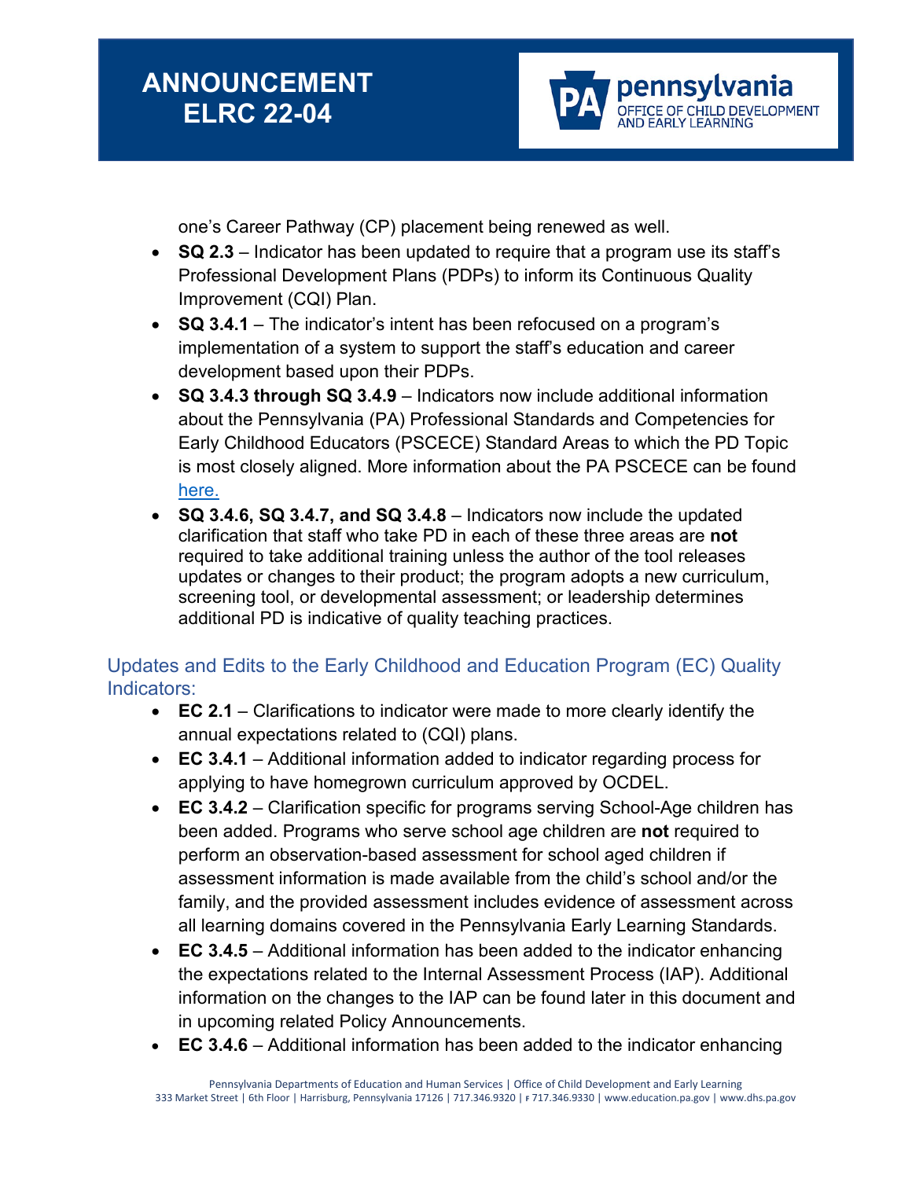one's Career Pathway (CP) placement being renewed as well.

- **SQ 2.3** – Indicator has been updated to require that a program use its staff's Professional Development Plans (PDPs) to inform its Continuous Quality Improvement (CQI) Plan.
- **SQ 3.4.1** – The indicator's intent has been refocused on a program's implementation of a system to support the staff's education and career development based upon their PDPs.
- **SQ 3.4.3 through SQ 3.4.9** – Indicators now include additional information about the Pennsylvania (PA) Professional Standards and Competencies for Early Childhood Educators (PSCECE) Standard Areas to which the PD Topic is most closely aligned. More information about the PA PSCECE can be found here.
- **SQ 3.4.6, SQ 3.4.7, and SQ 3.4.8** – Indicators now include the updated clarification that staff who take PD in each of these three areas are **not** required to take additional training unless the author of the tool releases updates or changes to their product; the program adopts a new curriculum, screening tool, or developmental assessment; or leadership determines additional PD is indicative of quality teaching practices.

## Updates and Edits to the Early Childhood and Education Program (EC) Quality Indicators:

- **EC 2.1** – Clarifications to indicator were made to more clearly identify the annual expectations related to (CQI) plans.
- **EC 3.4.1** – Additional information added to indicator regarding process for applying to have homegrown curriculum approved by OCDEL.
- **EC 3.4.2** – Clarification specific for programs serving School-Age children has been added. Programs who serve school age children are **not** required to perform an observation-based assessment for school aged children if assessment information is made available from the child's school and/or the family, and the provided assessment includes evidence of assessment across all learning domains covered in the Pennsylvania Early Learning Standards.
- **EC 3.4.5** – Additional information has been added to the indicator enhancing the expectations related to the Internal Assessment Process (IAP). Additional information on the changes to the IAP can be found later in this document and in upcoming related Policy Announcements.
- **EC 3.4.6** – Additional information has been added to the indicator enhancing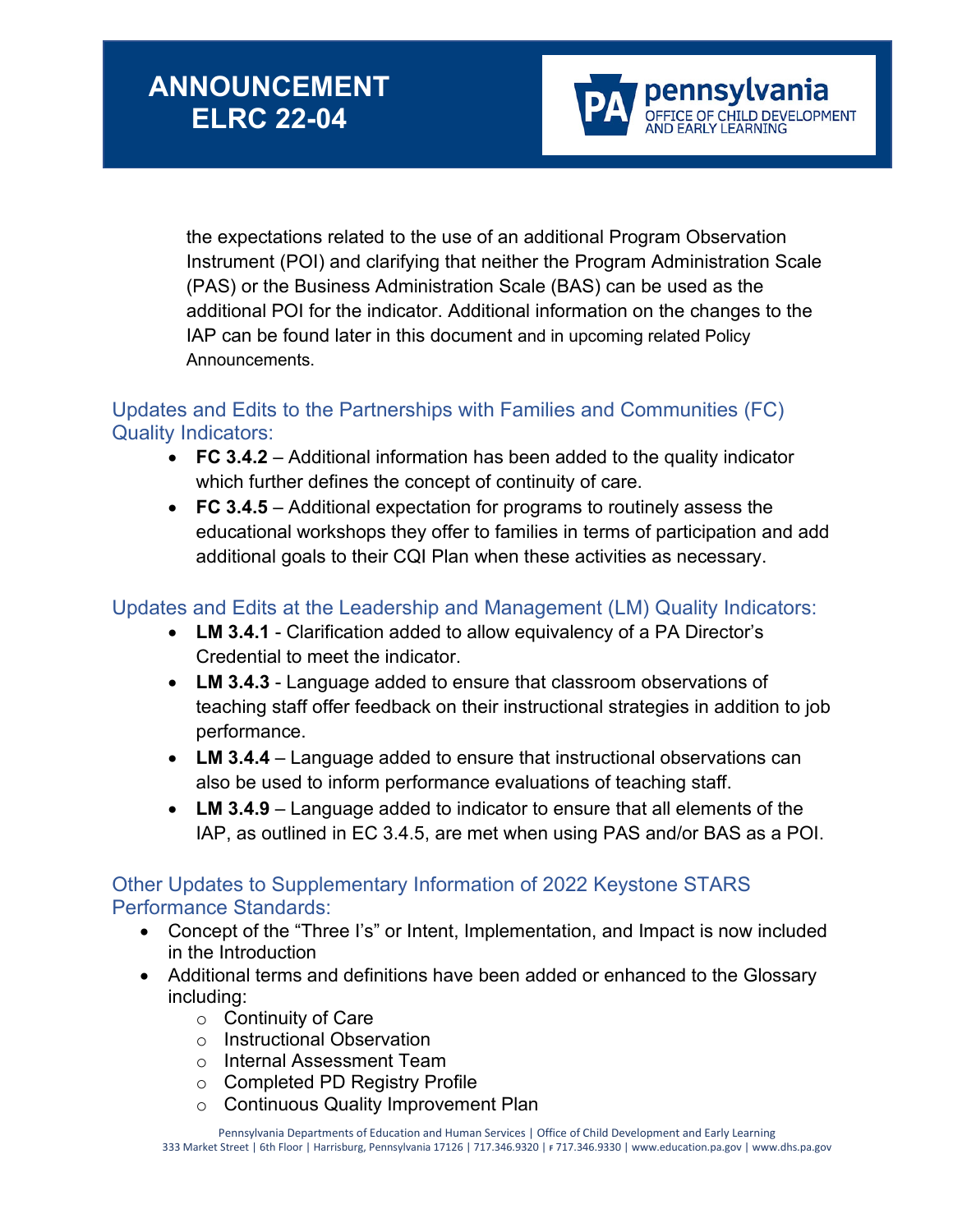the expectations related to the use of an additional Program Observation Instrument (POI) and clarifying that neither the Program Administration Scale (PAS) or the Business Administration Scale (BAS) can be used as the additional POI for the indicator. Additional information on the changes to the IAP can be found later in this document and in upcoming related Policy Announcements.

## Updates and Edits to the Partnerships with Families and Communities (FC) Quality Indicators:

- **FC 3.4.2** – Additional information has been added to the quality indicator which further defines the concept of continuity of care.
- **FC 3.4.5** – Additional expectation for programs to routinely assess the educational workshops they offer to families in terms of participation and add additional goals to their CQI Plan when these activities as necessary.

## Updates and Edits at the Leadership and Management (LM) Quality Indicators:

- **LM 3.4.1** - Clarification added to allow equivalency of a PA Director's Credential to meet the indicator.
- **LM 3.4.3** - Language added to ensure that classroom observations of teaching staff offer feedback on their instructional strategies in addition to job performance.
- **LM 3.4.4** – Language added to ensure that instructional observations can also be used to inform performance evaluations of teaching staff.
- **LM 3.4.9** – Language added to indicator to ensure that all elements of the IAP, as outlined in EC 3.4.5, are met when using PAS and/or BAS as a POI.

## Other Updates to Supplementary Information of 2022 Keystone STARS Performance Standards:

- Concept of the "Three I's" or Intent, Implementation, and Impact is now included in the Introduction
- Additional terms and definitions have been added or enhanced to the Glossary including:
  - Continuity of Care
  - Instructional Observation
  - Internal Assessment Team
  - Completed PD Registry Profile
  - Continuous Quality Improvement Plan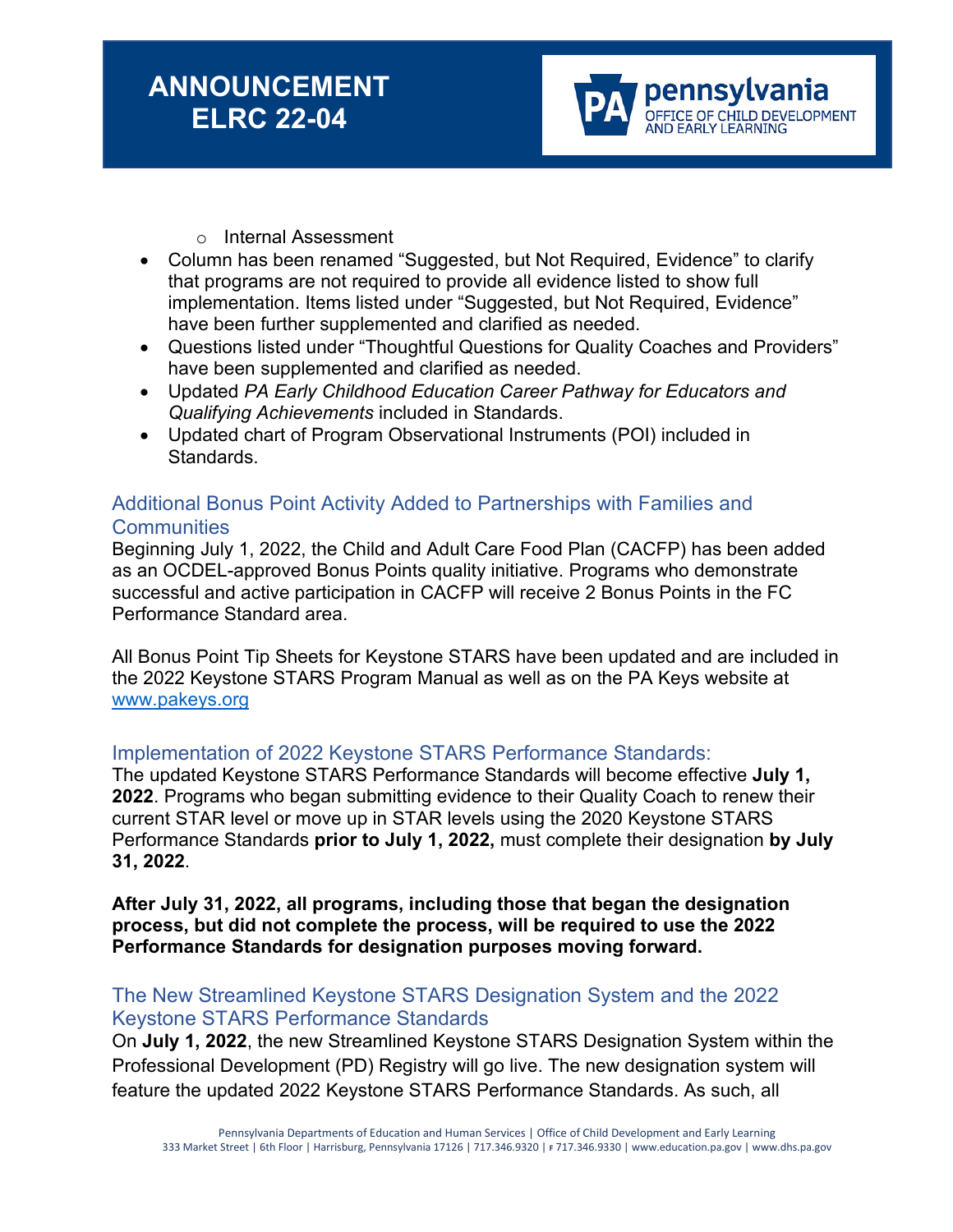- Internal Assessment

- Column has been renamed “Suggested, but Not Required, Evidence” to clarify that programs are not required to provide all evidence listed to show full implementation. Items listed under “Suggested, but Not Required, Evidence” have been further supplemented and clarified as needed.
- Questions listed under “Thoughtful Questions for Quality Coaches and Providers” have been supplemented and clarified as needed.
- Updated *PA Early Childhood Education Career Pathway for Educators and Qualifying Achievements* included in Standards.
- Updated chart of Program Observational Instruments (POI) included in Standards.

## Additional Bonus Point Activity Added to Partnerships with Families and Communities

Beginning July 1, 2022, the Child and Adult Care Food Plan (CACFP) has been added as an OCDEL-approved Bonus Points quality initiative. Programs who demonstrate successful and active participation in CACFP will receive 2 Bonus Points in the FC Performance Standard area.

All Bonus Point Tip Sheets for Keystone STARS have been updated and are included in the 2022 Keystone STARS Program Manual as well as on the PA Keys website at www.pakeys.org

## Implementation of 2022 Keystone STARS Performance Standards:

The updated Keystone STARS Performance Standards will become effective **July 1, 2022**. Programs who began submitting evidence to their Quality Coach to renew their current STAR level or move up in STAR levels using the 2020 Keystone STARS Performance Standards **prior to July 1, 2022**, must complete their designation **by July 31, 2022**.

**After July 31, 2022, all programs, including those that began the designation process, but did not complete the process, will be required to use the 2022 Performance Standards for designation purposes moving forward.**

## The New Streamlined Keystone STARS Designation System and the 2022 Keystone STARS Performance Standards

On **July 1, 2022**, the new Streamlined Keystone STARS Designation System within the Professional Development (PD) Registry will go live. The new designation system will feature the updated 2022 Keystone STARS Performance Standards. As such, all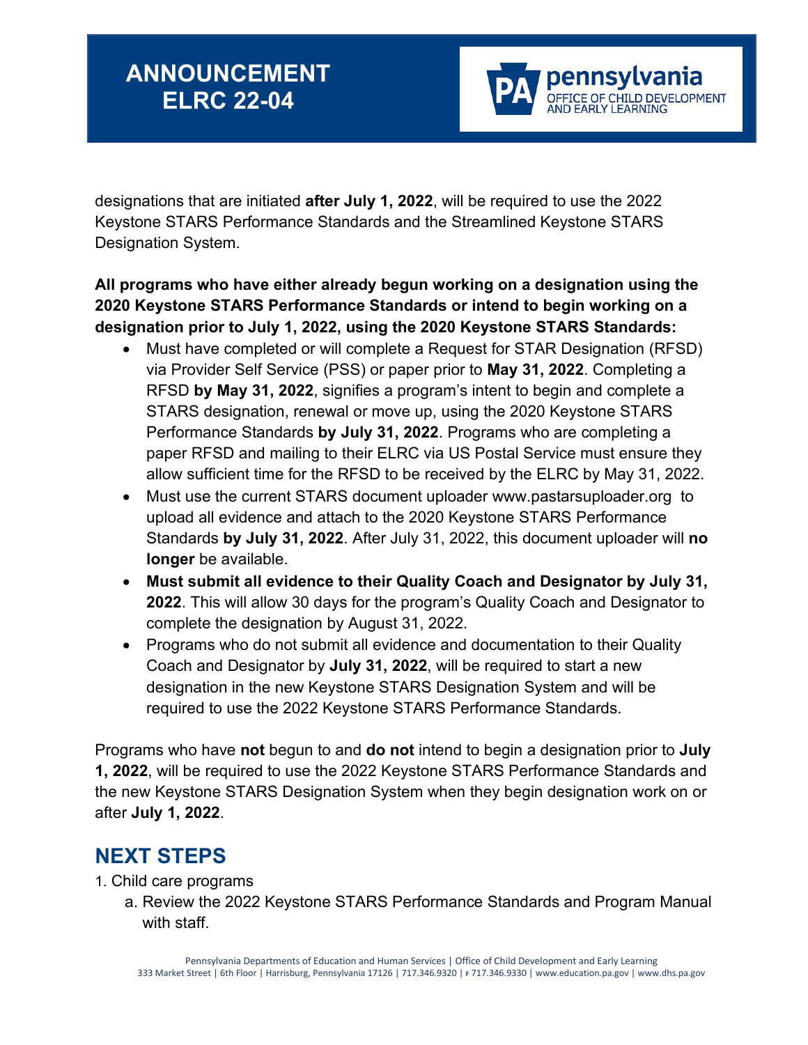designations that are initiated **after July 1, 2022**, will be required to use the 2022 Keystone STARS Performance Standards and the Streamlined Keystone STARS Designation System.

**All programs who have either already begun working on a designation using the 2020 Keystone STARS Performance Standards or intend to begin working on a designation prior to July 1, 2022, using the 2020 Keystone STARS Standards:**

- Must have completed or will complete a Request for STAR Designation (RFSD) via Provider Self Service (PSS) or paper prior to **May 31, 2022**. Completing a RFSD **by May 31, 2022**, signifies a program's intent to begin and complete a STARS designation, renewal or move up, using the 2020 Keystone STARS Performance Standards **by July 31, 2022**. Programs who are completing a paper RFSD and mailing to their ELRC via US Postal Service must ensure they allow sufficient time for the RFSD to be received by the ELRC by May 31, 2022.
- Must use the current STARS document uploader www.pastarsuploader.org to upload all evidence and attach to the 2020 Keystone STARS Performance Standards **by July 31, 2022**. After July 31, 2022, this document uploader will **no longer** be available.
- **Must submit all evidence to their Quality Coach and Designator by July 31, 2022**. This will allow 30 days for the program's Quality Coach and Designator to complete the designation by August 31, 2022.
- Programs who do not submit all evidence and documentation to their Quality Coach and Designator by **July 31, 2022**, will be required to start a new designation in the new Keystone STARS Designation System and will be required to use the 2022 Keystone STARS Performance Standards.

Programs who have **not** begun to and **do not** intend to begin a designation prior to **July 1, 2022**, will be required to use the 2022 Keystone STARS Performance Standards and the new Keystone STARS Designation System when they begin designation work on or after **July 1, 2022**.

## NEXT STEPS

1. Child care programs
   a. Review the 2022 Keystone STARS Performance Standards and Program Manual with staff.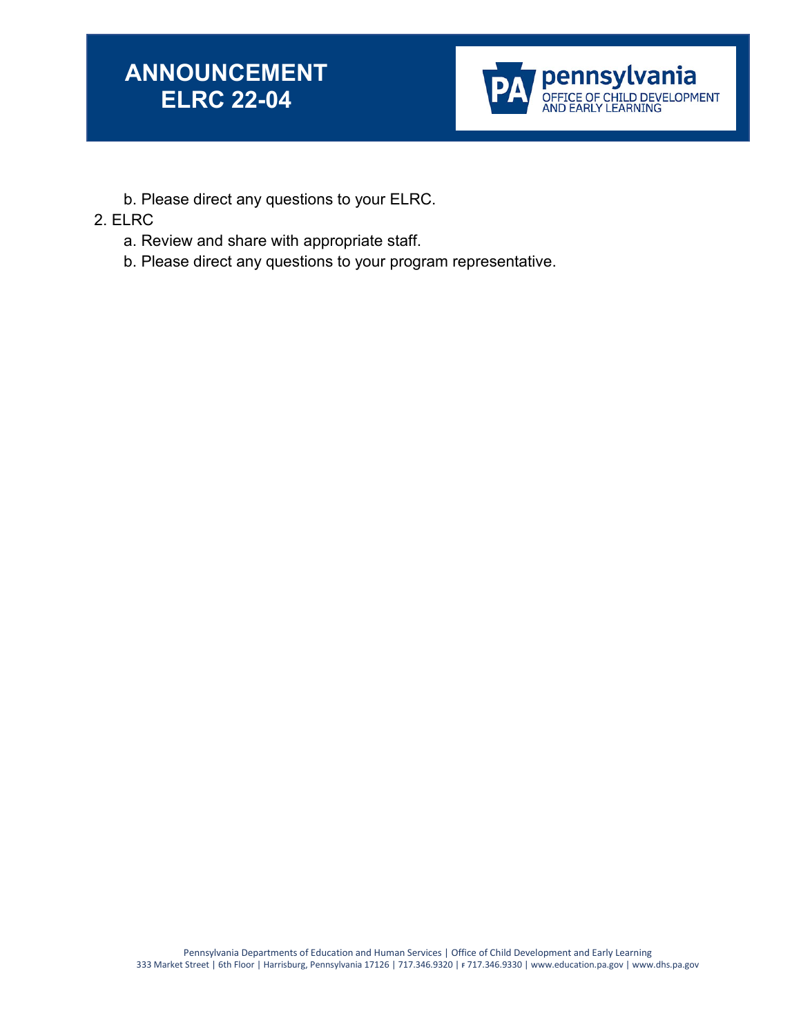b. Please direct any questions to your ELRC.

2. ELRC
   a. Review and share with appropriate staff.
   b. Please direct any questions to your program representative.